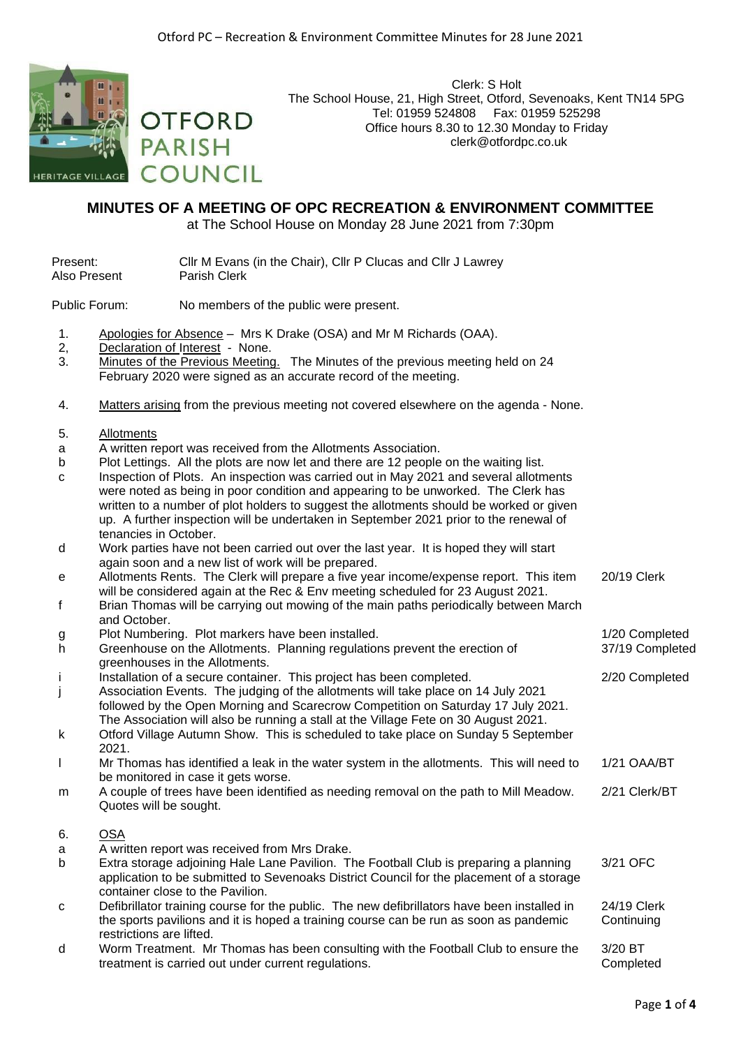Clerk: S Holt
The School House, 21, High Street, Otford, Sevenoaks, Kent TN14 5PG
Tel: 01959 524808 Fax: 01959 525298
Office hours 8.30 to 12.30 Monday to Friday
clerk@otfordpc.co.uk

OTFORD PARISH COUNCIL

# MINUTES OF A MEETING OF OPC RECREATION & ENVIRONMENT COMMITTEE

at The School House on Monday 28 June 2021 from 7:30pm

Present: Cllr M Evans (in the Chair), Cllr P Clucas and Cllr J Lawrey
Also Present Parish Clerk

Public Forum: No members of the public were present.

1. Apologies for Absence – Mrs K Drake (OSA) and Mr M Richards (OAA).
2, Declaration of Interest - None.
3. Minutes of the Previous Meeting. The Minutes of the previous meeting held on 24 February 2020 were signed as an accurate record of the meeting.

4. Matters arising from the previous meeting not covered elsewhere on the agenda - None.

5. Allotments

| | | |
|---|---|---|
| a | A written report was received from the Allotments Association. | |
| b | Plot Lettings. All the plots are now let and there are 12 people on the waiting list. | |
| c | Inspection of Plots. An inspection was carried out in May 2021 and several allotments were noted as being in poor condition and appearing to be unworked. The Clerk has written to a number of plot holders to suggest the allotments should be worked or given up. A further inspection will be undertaken in September 2021 prior to the renewal of tenancies in October. | |
| d | Work parties have not been carried out over the last year. It is hoped they will start again soon and a new list of work will be prepared. | |
| e | Allotments Rents. The Clerk will prepare a five year income/expense report. This item will be considered again at the Rec & Env meeting scheduled for 23 August 2021. | 20/19 Clerk |
| f | Brian Thomas will be carrying out mowing of the main paths periodically between March and October. | |
| g | Plot Numbering. Plot markers have been installed. | 1/20 Completed |
| h | Greenhouse on the Allotments. Planning regulations prevent the erection of greenhouses in the Allotments. | 37/19 Completed |
| i | Installation of a secure container. This project has been completed. | 2/20 Completed |
| j | Association Events. The judging of the allotments will take place on 14 July 2021 followed by the Open Morning and Scarecrow Competition on Saturday 17 July 2021. The Association will also be running a stall at the Village Fete on 30 August 2021. | |
| k | Otford Village Autumn Show. This is scheduled to take place on Sunday 5 September 2021. | |
| l | Mr Thomas has identified a leak in the water system in the allotments. This will need to be monitored in case it gets worse. | 1/21 OAA/BT |
| m | A couple of trees have been identified as needing removal on the path to Mill Meadow. Quotes will be sought. | 2/21 Clerk/BT |

6. OSA

| | | |
|---|---|---|
| a | A written report was received from Mrs Drake. | |
| b | Extra storage adjoining Hale Lane Pavilion. The Football Club is preparing a planning application to be submitted to Sevenoaks District Council for the placement of a storage container close to the Pavilion. | 3/21 OFC |
| c | Defibrillator training course for the public. The new defibrillators have been installed in the sports pavilions and it is hoped a training course can be run as soon as pandemic restrictions are lifted. | 24/19 Clerk Continuing |
| d | Worm Treatment. Mr Thomas has been consulting with the Football Club to ensure the treatment is carried out under current regulations. | 3/20 BT Completed |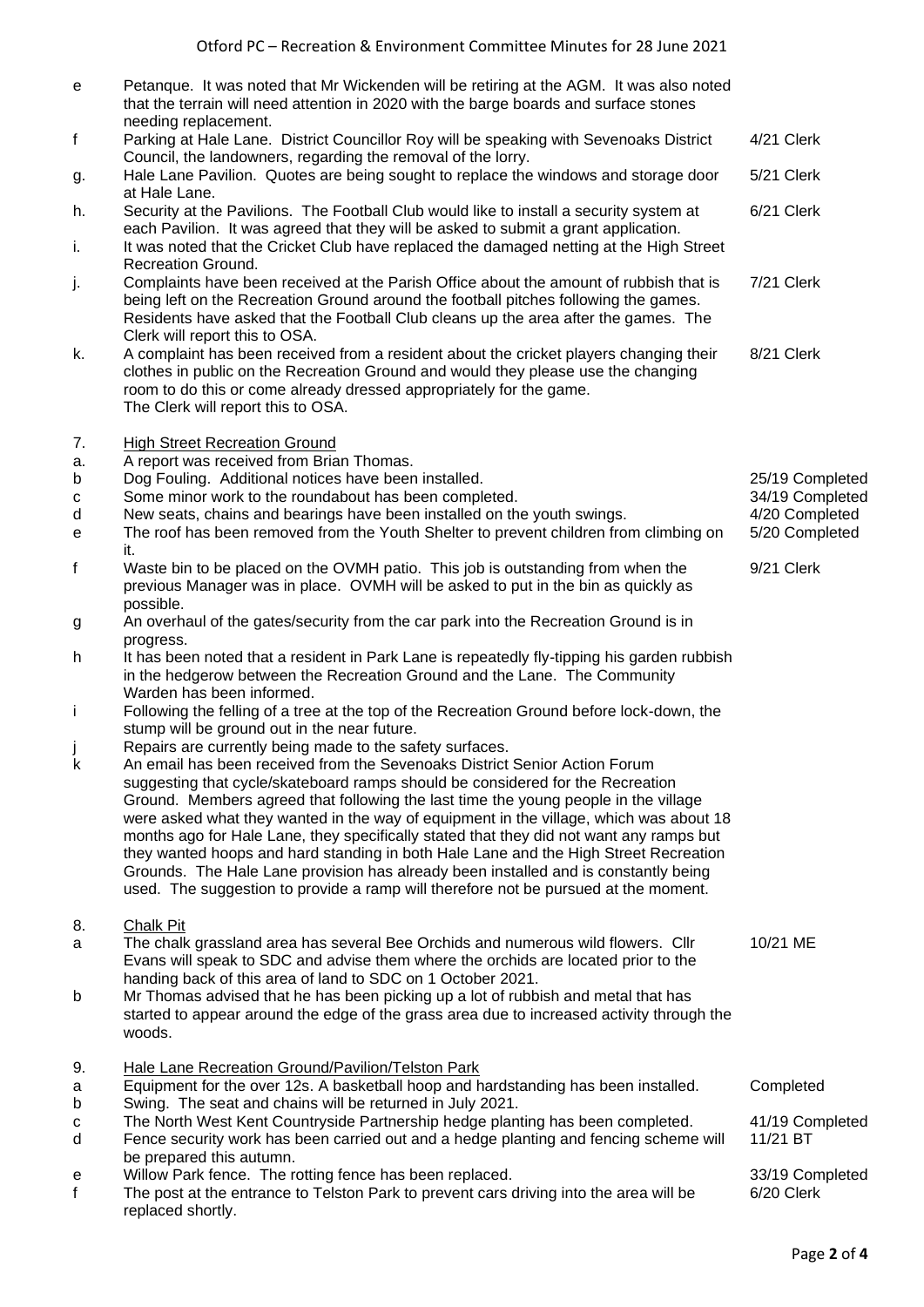| | | |
|---|---|---|
| e | Petanque. It was noted that Mr Wickenden will be retiring at the AGM. It was also noted that the terrain will need attention in 2020 with the barge boards and surface stones needing replacement. | |
| f | Parking at Hale Lane. District Councillor Roy will be speaking with Sevenoaks District Council, the landowners, regarding the removal of the lorry. | 4/21 Clerk |
| g. | Hale Lane Pavilion. Quotes are being sought to replace the windows and storage door at Hale Lane. | 5/21 Clerk |
| h. | Security at the Pavilions. The Football Club would like to install a security system at each Pavilion. It was agreed that they will be asked to submit a grant application. | 6/21 Clerk |
| i. | It was noted that the Cricket Club have replaced the damaged netting at the High Street Recreation Ground. | |
| j. | Complaints have been received at the Parish Office about the amount of rubbish that is being left on the Recreation Ground around the football pitches following the games. Residents have asked that the Football Club cleans up the area after the games. The Clerk will report this to OSA. | 7/21 Clerk |
| k. | A complaint has been received from a resident about the cricket players changing their clothes in public on the Recreation Ground and would they please use the changing room to do this or come already dressed appropriately for the game. The Clerk will report this to OSA. | 8/21 Clerk |
| 7. | High Street Recreation Ground | |
| a. | A report was received from Brian Thomas. | |
| b | Dog Fouling. Additional notices have been installed. | 25/19 Completed |
| c | Some minor work to the roundabout has been completed. | 34/19 Completed |
| d | New seats, chains and bearings have been installed on the youth swings. | 4/20 Completed |
| e | The roof has been removed from the Youth Shelter to prevent children from climbing on it. | 5/20 Completed |
| f | Waste bin to be placed on the OVMH patio. This job is outstanding from when the previous Manager was in place. OVMH will be asked to put in the bin as quickly as possible. | 9/21 Clerk |
| g | An overhaul of the gates/security from the car park into the Recreation Ground is in progress. | |
| h | It has been noted that a resident in Park Lane is repeatedly fly-tipping his garden rubbish in the hedgerow between the Recreation Ground and the Lane. The Community Warden has been informed. | |
| i | Following the felling of a tree at the top of the Recreation Ground before lock-down, the stump will be ground out in the near future. | |
| j | Repairs are currently being made to the safety surfaces. | |
| k | An email has been received from the Sevenoaks District Senior Action Forum suggesting that cycle/skateboard ramps should be considered for the Recreation Ground. Members agreed that following the last time the young people in the village were asked what they wanted in the way of equipment in the village, which was about 18 months ago for Hale Lane, they specifically stated that they did not want any ramps but they wanted hoops and hard standing in both Hale Lane and the High Street Recreation Grounds. The Hale Lane provision has already been installed and is constantly being used. The suggestion to provide a ramp will therefore not be pursued at the moment. | |
| 8. | Chalk Pit | |
| a | The chalk grassland area has several Bee Orchids and numerous wild flowers. Cllr Evans will speak to SDC and advise them where the orchids are located prior to the handing back of this area of land to SDC on 1 October 2021. | 10/21 ME |
| b | Mr Thomas advised that he has been picking up a lot of rubbish and metal that has started to appear around the edge of the grass area due to increased activity through the woods. | |
| 9. | Hale Lane Recreation Ground/Pavilion/Telston Park | |
| a | Equipment for the over 12s. A basketball hoop and hardstanding has been installed. | Completed |
| b | Swing. The seat and chains will be returned in July 2021. | |
| c | The North West Kent Countryside Partnership hedge planting has been completed. | 41/19 Completed |
| d | Fence security work has been carried out and a hedge planting and fencing scheme will be prepared this autumn. | 11/21 BT |
| e | Willow Park fence. The rotting fence has been replaced. | 33/19 Completed |
| f | The post at the entrance to Telston Park to prevent cars driving into the area will be replaced shortly. | 6/20 Clerk |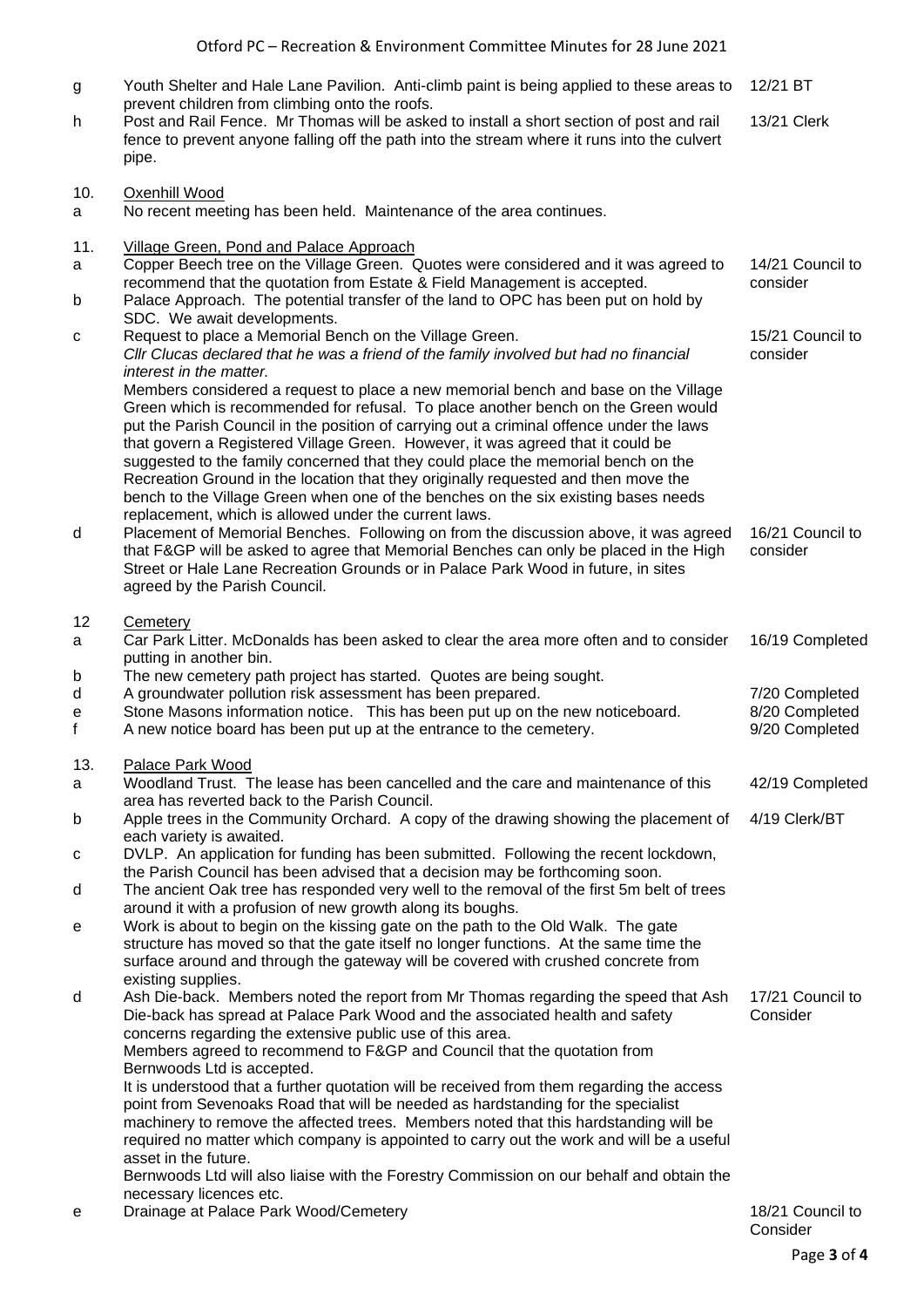| | | |
|---|---|---|
| g | Youth Shelter and Hale Lane Pavilion. Anti-climb paint is being applied to these areas to prevent children from climbing onto the roofs. | 12/21 BT |
| h | Post and Rail Fence. Mr Thomas will be asked to install a short section of post and rail fence to prevent anyone falling off the path into the stream where it runs into the culvert pipe. | 13/21 Clerk |
| 10. | <u>Oxenhill Wood</u> | |
| a | No recent meeting has been held. Maintenance of the area continues. | |
| 11. | <u>Village Green, Pond and Palace Approach</u> | |
| a | Copper Beech tree on the Village Green. Quotes were considered and it was agreed to recommend that the quotation from Estate & Field Management is accepted. | 14/21 Council to consider |
| b | Palace Approach. The potential transfer of the land to OPC has been put on hold by SDC. We await developments. | |
| c | Request to place a Memorial Bench on the Village Green.<br>*Cllr Clucas declared that he was a friend of the family involved but had no financial interest in the matter.*<br>Members considered a request to place a new memorial bench and base on the Village Green which is recommended for refusal. To place another bench on the Green would put the Parish Council in the position of carrying out a criminal offence under the laws that govern a Registered Village Green. However, it was agreed that it could be suggested to the family concerned that they could place the memorial bench on the Recreation Ground in the location that they originally requested and then move the bench to the Village Green when one of the benches on the six existing bases needs replacement, which is allowed under the current laws. | 15/21 Council to consider |
| d | Placement of Memorial Benches. Following on from the discussion above, it was agreed that F&GP will be asked to agree that Memorial Benches can only be placed in the High Street or Hale Lane Recreation Grounds or in Palace Park Wood in future, in sites agreed by the Parish Council. | 16/21 Council to consider |
| 12 | <u>Cemetery</u> | |
| a | Car Park Litter. McDonalds has been asked to clear the area more often and to consider putting in another bin. | 16/19 Completed |
| b | The new cemetery path project has started. Quotes are being sought. | |
| d | A groundwater pollution risk assessment has been prepared. | 7/20 Completed |
| e | Stone Masons information notice. This has been put up on the new noticeboard. | 8/20 Completed |
| f | A new notice board has been put up at the entrance to the cemetery. | 9/20 Completed |
| 13. | <u>Palace Park Wood</u> | |
| a | Woodland Trust. The lease has been cancelled and the care and maintenance of this area has reverted back to the Parish Council. | 42/19 Completed |
| b | Apple trees in the Community Orchard. A copy of the drawing showing the placement of each variety is awaited. | 4/19 Clerk/BT |
| c | DVLP. An application for funding has been submitted. Following the recent lockdown, the Parish Council has been advised that a decision may be forthcoming soon. | |
| d | The ancient Oak tree has responded very well to the removal of the first 5m belt of trees around it with a profusion of new growth along its boughs. | |
| e | Work is about to begin on the kissing gate on the path to the Old Walk. The gate structure has moved so that the gate itself no longer functions. At the same time the surface around and through the gateway will be covered with crushed concrete from existing supplies. | |
| d | Ash Die-back. Members noted the report from Mr Thomas regarding the speed that Ash Die-back has spread at Palace Park Wood and the associated health and safety concerns regarding the extensive public use of this area.<br>Members agreed to recommend to F&GP and Council that the quotation from Bernwoods Ltd is accepted.<br>It is understood that a further quotation will be received from them regarding the access point from Sevenoaks Road that will be needed as hardstanding for the specialist machinery to remove the affected trees. Members noted that this hardstanding will be required no matter which company is appointed to carry out the work and will be a useful asset in the future.<br>Bernwoods Ltd will also liaise with the Forestry Commission on our behalf and obtain the necessary licences etc. | 17/21 Council to Consider |
| e | Drainage at Palace Park Wood/Cemetery | 18/21 Council to Consider |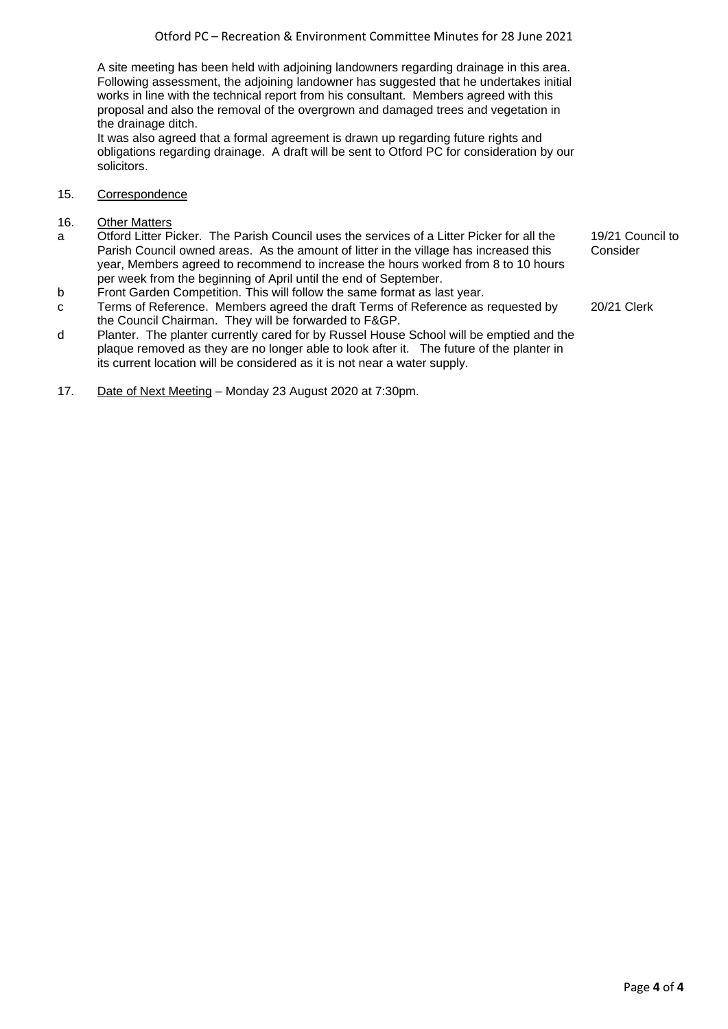A site meeting has been held with adjoining landowners regarding drainage in this area. Following assessment, the adjoining landowner has suggested that he undertakes initial works in line with the technical report from his consultant. Members agreed with this proposal and also the removal of the overgrown and damaged trees and vegetation in the drainage ditch.

It was also agreed that a formal agreement is drawn up regarding future rights and obligations regarding drainage. A draft will be sent to Otford PC for consideration by our solicitors.

15. Correspondence

16. Other Matters

| | | |
|---|---|---|
| a | Otford Litter Picker. The Parish Council uses the services of a Litter Picker for all the Parish Council owned areas. As the amount of litter in the village has increased this year, Members agreed to recommend to increase the hours worked from 8 to 10 hours per week from the beginning of April until the end of September. | 19/21 Council to Consider |
| b | Front Garden Competition. This will follow the same format as last year. | |
| c | Terms of Reference. Members agreed the draft Terms of Reference as requested by the Council Chairman. They will be forwarded to F&GP. | 20/21 Clerk |
| d | Planter. The planter currently cared for by Russel House School will be emptied and the plaque removed as they are no longer able to look after it. The future of the planter in its current location will be considered as it is not near a water supply. | |

17. Date of Next Meeting – Monday 23 August 2020 at 7:30pm.